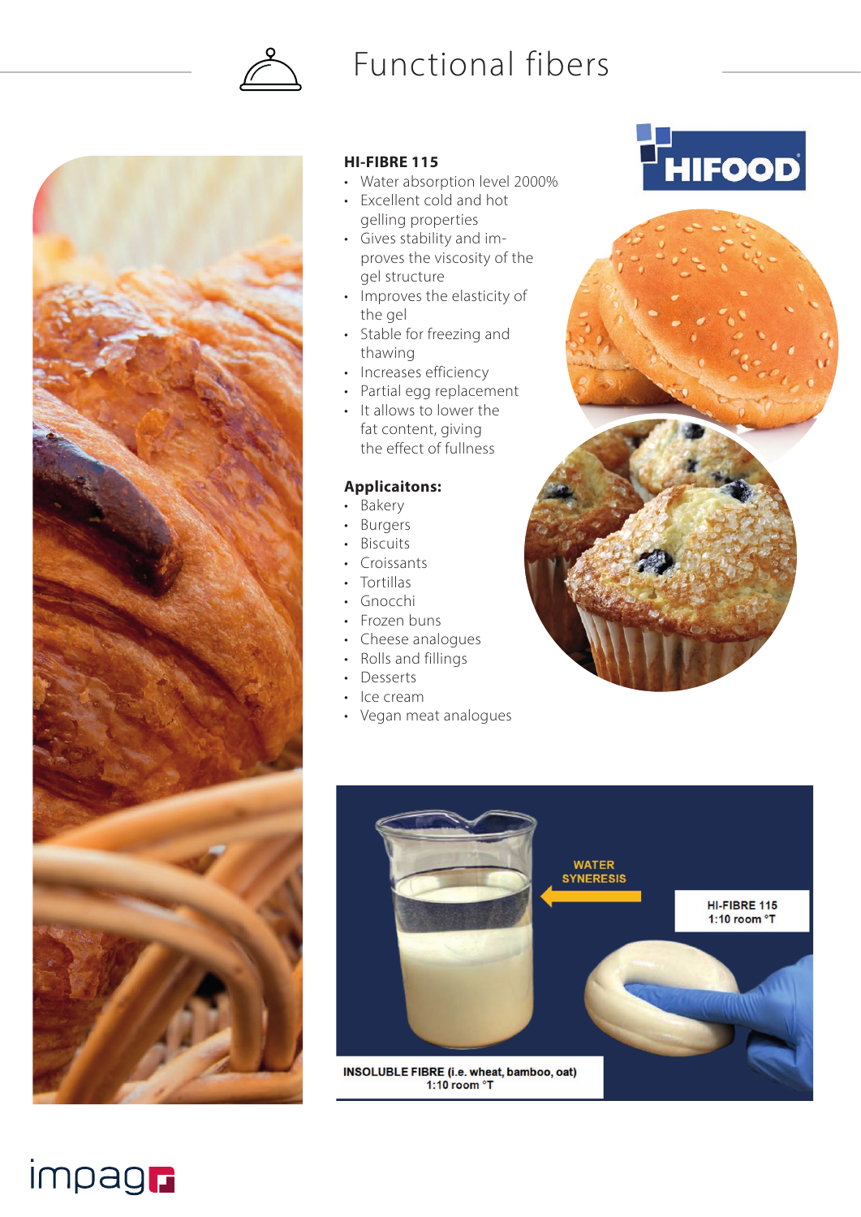# Functional fibers

## HI-FIBRE 115

- Water absorption level 2000%
- Excellent cold and hot gelling properties
- Gives stability and improves the viscosity of the gel structure
- Improves the elasticity of the gel
- Stable for freezing and thawing
- Increases efficiency
- Partial egg replacement
- It allows to lower the fat content, giving the effect of fullness

**Applicaitons:**

- Bakery
- Burgers
- Biscuits
- Croissants
- Tortillas
- Gnocchi
- Frozen buns
- Cheese analogues
- Rolls and fillings
- Desserts
- Ice cream
- Vegan meat analogues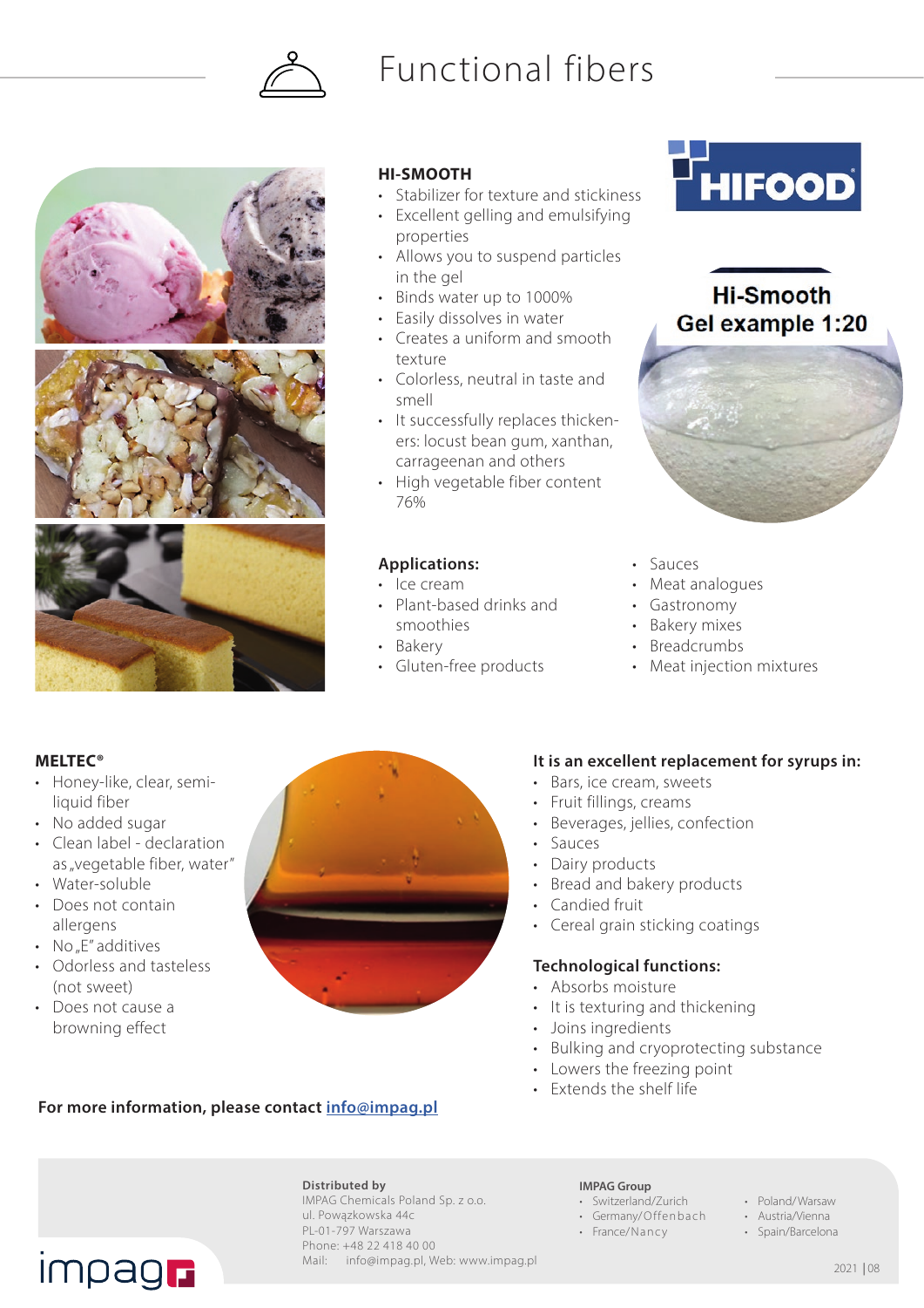# Functional fibers

## HI-SMOOTH

- Stabilizer for texture and stickiness
- Excellent gelling and emulsifying properties
- Allows you to suspend particles in the gel
- Binds water up to 1000%
- Easily dissolves in water
- Creates a uniform and smooth texture
- Colorless, neutral in taste and smell
- It successfully replaces thickeners: locust bean gum, xanthan, carrageenan and others
- High vegetable fiber content 76%

HIFOOD

Hi-Smooth
Gel example 1:20

**Applications:**

- Ice cream
- Plant-based drinks and smoothies
- Bakery
- Gluten-free products
- Sauces
- Meat analogues
- Gastronomy
- Bakery mixes
- Breadcrumbs
- Meat injection mixtures

## MELTEC®

- Honey-like, clear, semi-liquid fiber
- No added sugar
- Clean label - declaration as „vegetable fiber, water"
- Water-soluble
- Does not contain allergens
- No „E" additives
- Odorless and tasteless (not sweet)
- Does not cause a browning effect

**It is an excellent replacement for syrups in:**

- Bars, ice cream, sweets
- Fruit fillings, creams
- Beverages, jellies, confection
- Sauces
- Dairy products
- Bread and bakery products
- Candied fruit
- Cereal grain sticking coatings

**Technological functions:**

- Absorbs moisture
- It is texturing and thickening
- Joins ingredients
- Bulking and cryoprotecting substance
- Lowers the freezing point
- Extends the shelf life

**For more information, please contact info@impag.pl**

**Distributed by**
IMPAG Chemicals Poland Sp. z o.o.
ul. Powązkowska 44c
PL-01-797 Warszawa
Phone: +48 22 418 40 00
Mail: info@impag.pl, Web: www.impag.pl

**IMPAG Group**

- Switzerland/Zurich
- Germany/Offenbach
- France/Nancy
- Poland/Warsaw
- Austria/Vienna
- Spain/Barcelona

impag

2021 | 08